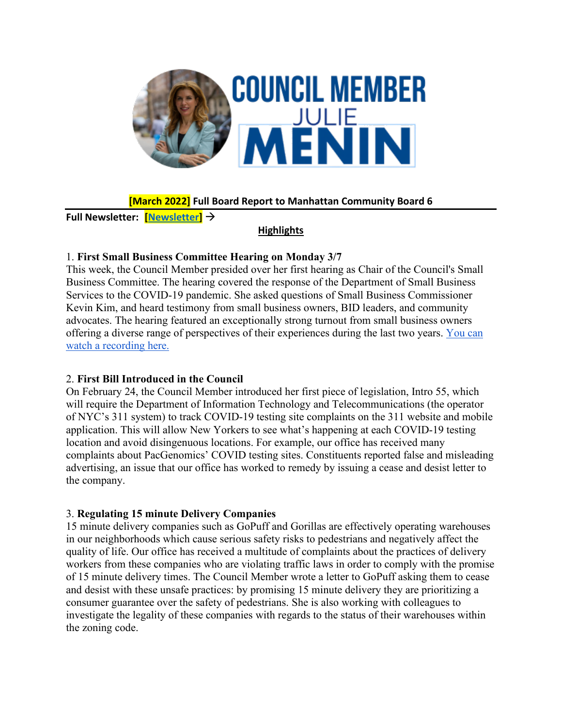# COUNCIL MEMBER JULIE MENIN

**[March 2022] Full Board Report to Manhattan Community Board 6**

**Full Newsletter: [Newsletter] →**

## Highlights

1. **First Small Business Committee Hearing on Monday 3/7**
This week, the Council Member presided over her first hearing as Chair of the Council's Small Business Committee. The hearing covered the response of the Department of Small Business Services to the COVID-19 pandemic. She asked questions of Small Business Commissioner Kevin Kim, and heard testimony from small business owners, BID leaders, and community advocates. The hearing featured an exceptionally strong turnout from small business owners offering a diverse range of perspectives of their experiences during the last two years. You can watch a recording here.

2. **First Bill Introduced in the Council**
On February 24, the Council Member introduced her first piece of legislation, Intro 55, which will require the Department of Information Technology and Telecommunications (the operator of NYC's 311 system) to track COVID-19 testing site complaints on the 311 website and mobile application. This will allow New Yorkers to see what's happening at each COVID-19 testing location and avoid disingenuous locations. For example, our office has received many complaints about PacGenomics' COVID testing sites. Constituents reported false and misleading advertising, an issue that our office has worked to remedy by issuing a cease and desist letter to the company.

3. **Regulating 15 minute Delivery Companies**
15 minute delivery companies such as GoPuff and Gorillas are effectively operating warehouses in our neighborhoods which cause serious safety risks to pedestrians and negatively affect the quality of life. Our office has received a multitude of complaints about the practices of delivery workers from these companies who are violating traffic laws in order to comply with the promise of 15 minute delivery times. The Council Member wrote a letter to GoPuff asking them to cease and desist with these unsafe practices: by promising 15 minute delivery they are prioritizing a consumer guarantee over the safety of pedestrians. She is also working with colleagues to investigate the legality of these companies with regards to the status of their warehouses within the zoning code.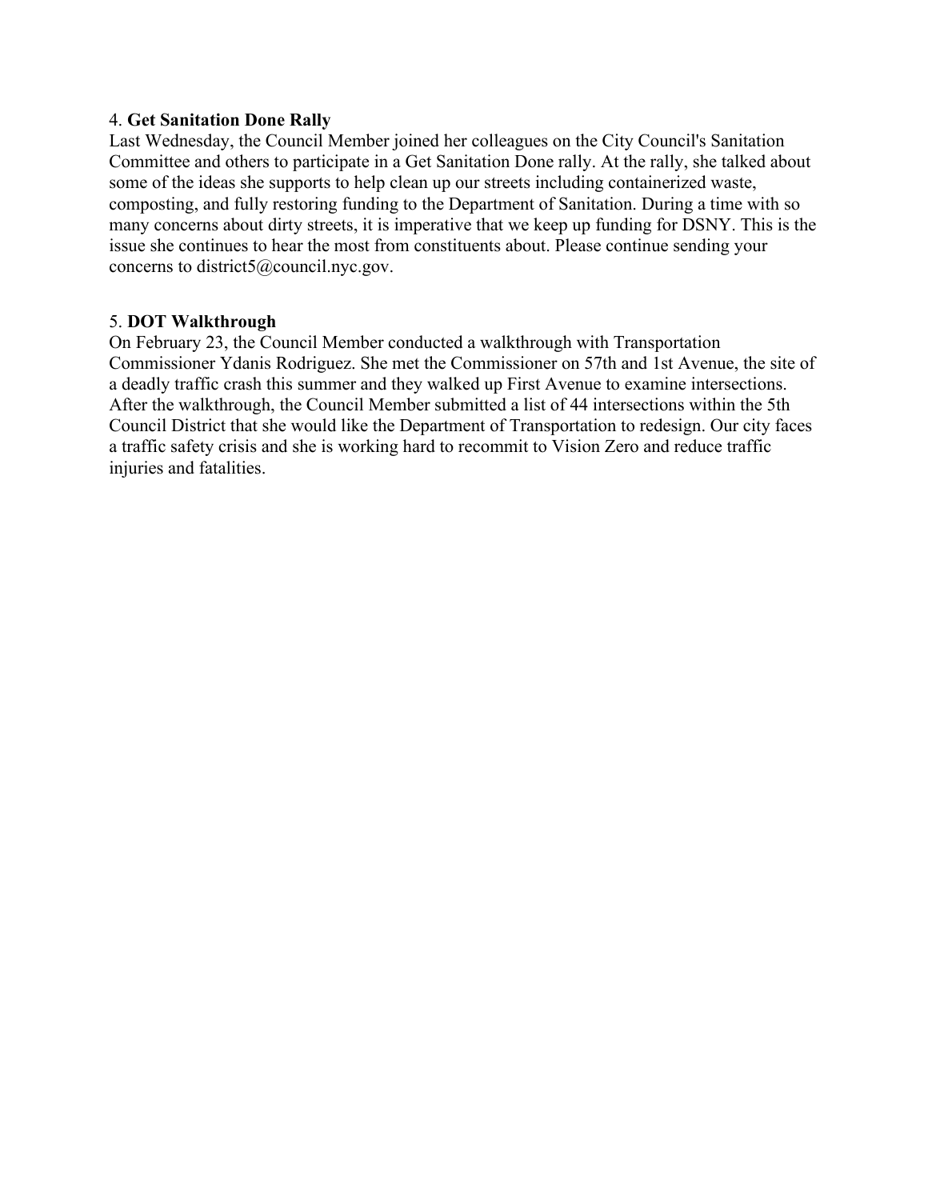4. **Get Sanitation Done Rally**
Last Wednesday, the Council Member joined her colleagues on the City Council's Sanitation Committee and others to participate in a Get Sanitation Done rally. At the rally, she talked about some of the ideas she supports to help clean up our streets including containerized waste, composting, and fully restoring funding to the Department of Sanitation. During a time with so many concerns about dirty streets, it is imperative that we keep up funding for DSNY. This is the issue she continues to hear the most from constituents about. Please continue sending your concerns to district5@council.nyc.gov.

5. **DOT Walkthrough**
On February 23, the Council Member conducted a walkthrough with Transportation Commissioner Ydanis Rodriguez. She met the Commissioner on 57th and 1st Avenue, the site of a deadly traffic crash this summer and they walked up First Avenue to examine intersections. After the walkthrough, the Council Member submitted a list of 44 intersections within the 5th Council District that she would like the Department of Transportation to redesign. Our city faces a traffic safety crisis and she is working hard to recommit to Vision Zero and reduce traffic injuries and fatalities.